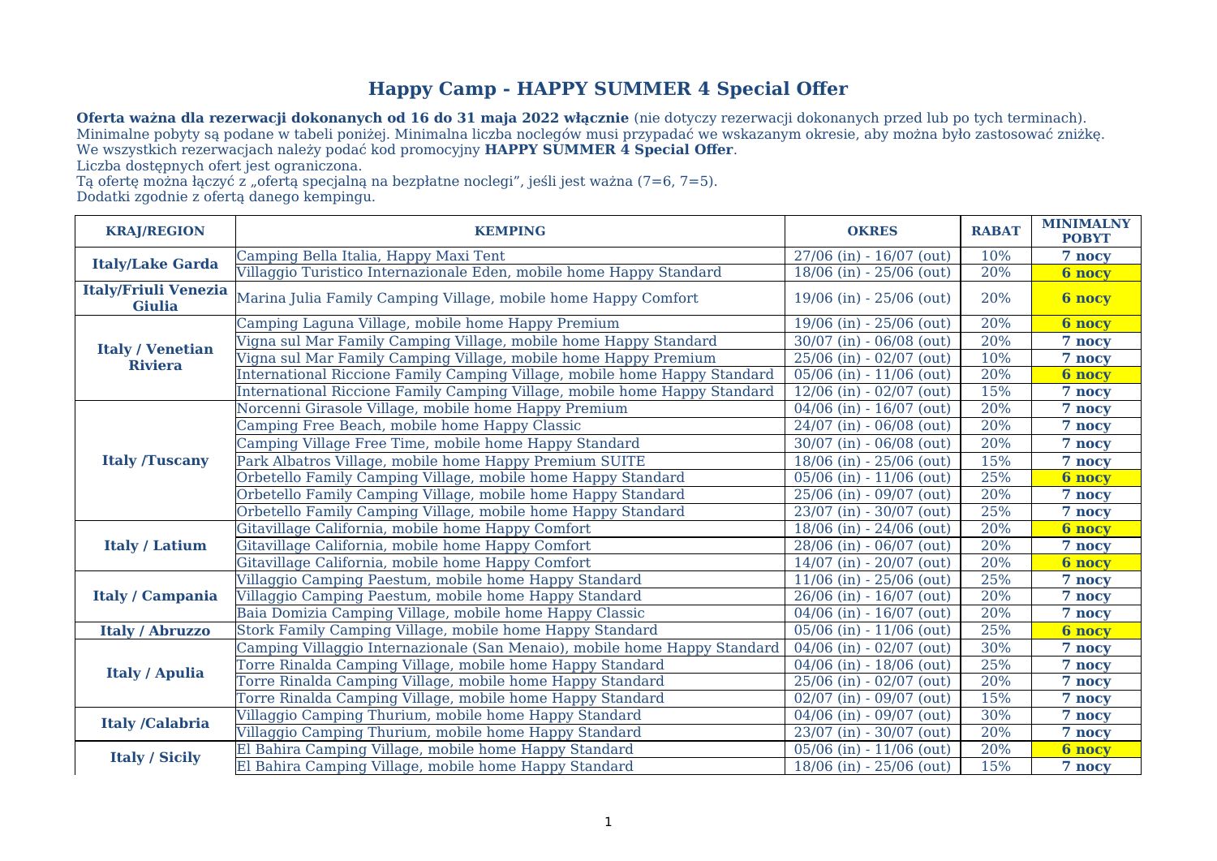# Happy Camp - HAPPY SUMMER 4 Special Offer

**Oferta ważna dla rezerwacji dokonanych od 16 do 31 maja 2022 włącznie** (nie dotyczy rezerwacji dokonanych przed lub po tych terminach).
Minimalne pobyty są podane w tabeli poniżej. Minimalna liczba noclegów musi przypadać we wskazanym okresie, aby można było zastosować zniżkę.
We wszystkich rezerwacjach należy podać kod promocyjny **HAPPY SUMMER 4 Special Offer**.
Liczba dostępnych ofert jest ograniczona.
Tą ofertę można łączyć z „ofertą specjalną na bezpłatne noclegi", jeśli jest ważna (7=6, 7=5).
Dodatki zgodnie z ofertą danego kempingu.

| KRAJ/REGION | KEMPING | OKRES | RABAT | MINIMALNY POBYT |
|---|---|---|---|---|
| **Italy/Lake Garda** | Camping Bella Italia, Happy Maxi Tent | 27/06 (in) - 16/07 (out) | 10% | **7 nocy** |
| | Villaggio Turistico Internazionale Eden, mobile home Happy Standard | 18/06 (in) - 25/06 (out) | 20% | **6 nocy** |
| **Italy/Friuli Venezia Giulia** | Marina Julia Family Camping Village, mobile home Happy Comfort | 19/06 (in) - 25/06 (out) | 20% | **6 nocy** |
| **Italy / Venetian Riviera** | Camping Laguna Village, mobile home Happy Premium | 19/06 (in) - 25/06 (out) | 20% | **6 nocy** |
| | Vigna sul Mar Family Camping Village, mobile home Happy Standard | 30/07 (in) - 06/08 (out) | 20% | **7 nocy** |
| | Vigna sul Mar Family Camping Village, mobile home Happy Premium | 25/06 (in) - 02/07 (out) | 10% | **7 nocy** |
| | International Riccione Family Camping Village, mobile home Happy Standard | 05/06 (in) - 11/06 (out) | 20% | **6 nocy** |
| | International Riccione Family Camping Village, mobile home Happy Standard | 12/06 (in) - 02/07 (out) | 15% | **7 nocy** |
| **Italy /Tuscany** | Norcenni Girasole Village, mobile home Happy Premium | 04/06 (in) - 16/07 (out) | 20% | **7 nocy** |
| | Camping Free Beach, mobile home Happy Classic | 24/07 (in) - 06/08 (out) | 20% | **7 nocy** |
| | Camping Village Free Time, mobile home Happy Standard | 30/07 (in) - 06/08 (out) | 20% | **7 nocy** |
| | Park Albatros Village, mobile home Happy Premium SUITE | 18/06 (in) - 25/06 (out) | 15% | **7 nocy** |
| | Orbetello Family Camping Village, mobile home Happy Standard | 05/06 (in) - 11/06 (out) | 25% | **6 nocy** |
| | Orbetello Family Camping Village, mobile home Happy Standard | 25/06 (in) - 09/07 (out) | 20% | **7 nocy** |
| | Orbetello Family Camping Village, mobile home Happy Standard | 23/07 (in) - 30/07 (out) | 25% | **7 nocy** |
| **Italy / Latium** | Gitavillage California, mobile home Happy Comfort | 18/06 (in) - 24/06 (out) | 20% | **6 nocy** |
| | Gitavillage California, mobile home Happy Comfort | 28/06 (in) - 06/07 (out) | 20% | **7 nocy** |
| | Gitavillage California, mobile home Happy Comfort | 14/07 (in) - 20/07 (out) | 20% | **6 nocy** |
| **Italy / Campania** | Villaggio Camping Paestum, mobile home Happy Standard | 11/06 (in) - 25/06 (out) | 25% | **7 nocy** |
| | Villaggio Camping Paestum, mobile home Happy Standard | 26/06 (in) - 16/07 (out) | 20% | **7 nocy** |
| | Baia Domizia Camping Village, mobile home Happy Classic | 04/06 (in) - 16/07 (out) | 20% | **7 nocy** |
| **Italy / Abruzzo** | Stork Family Camping Village, mobile home Happy Standard | 05/06 (in) - 11/06 (out) | 25% | **6 nocy** |
| **Italy / Apulia** | Camping Villaggio Internazionale (San Menaio), mobile home Happy Standard | 04/06 (in) - 02/07 (out) | 30% | **7 nocy** |
| | Torre Rinalda Camping Village, mobile home Happy Standard | 04/06 (in) - 18/06 (out) | 25% | **7 nocy** |
| | Torre Rinalda Camping Village, mobile home Happy Standard | 25/06 (in) - 02/07 (out) | 20% | **7 nocy** |
| | Torre Rinalda Camping Village, mobile home Happy Standard | 02/07 (in) - 09/07 (out) | 15% | **7 nocy** |
| **Italy /Calabria** | Villaggio Camping Thurium, mobile home Happy Standard | 04/06 (in) - 09/07 (out) | 30% | **7 nocy** |
| | Villaggio Camping Thurium, mobile home Happy Standard | 23/07 (in) - 30/07 (out) | 20% | **7 nocy** |
| **Italy / Sicily** | El Bahira Camping Village, mobile home Happy Standard | 05/06 (in) - 11/06 (out) | 20% | **6 nocy** |
| | El Bahira Camping Village, mobile home Happy Standard | 18/06 (in) - 25/06 (out) | 15% | **7 nocy** |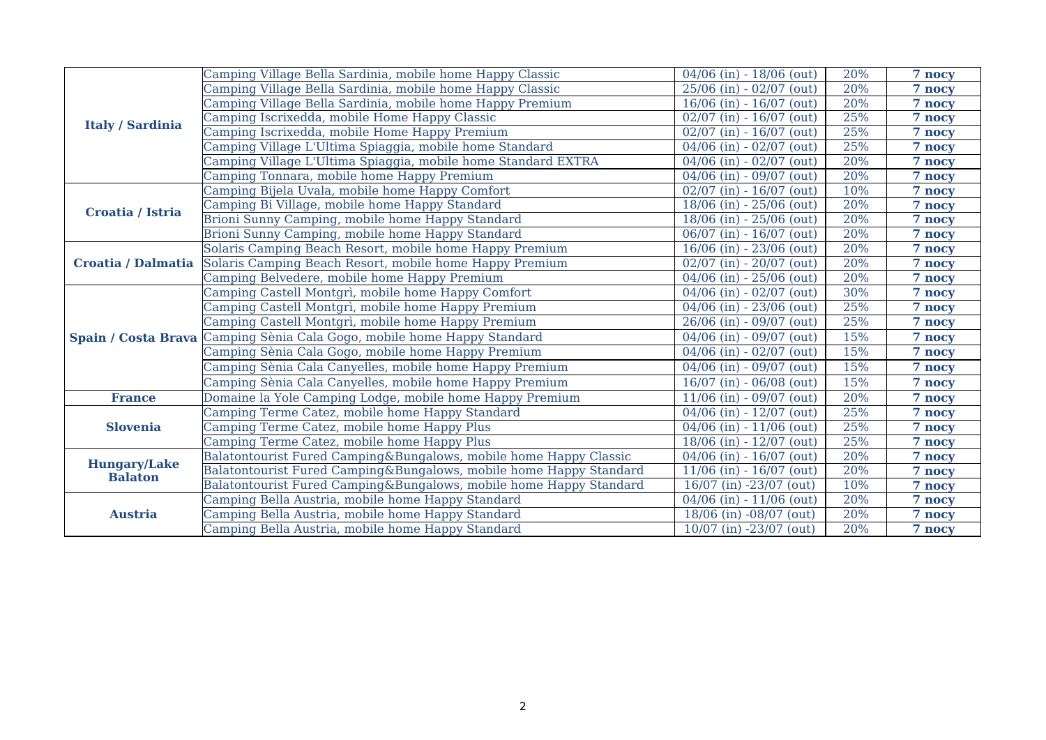| | | | | |
|---|---|---|---|---|
| **Italy / Sardinia** | Camping Village Bella Sardinia, mobile home Happy Classic | 04/06 (in) - 18/06 (out) | 20% | **7 nocy** |
| | Camping Village Bella Sardinia, mobile home Happy Classic | 25/06 (in) - 02/07 (out) | 20% | **7 nocy** |
| | Camping Village Bella Sardinia, mobile home Happy Premium | 16/06 (in) - 16/07 (out) | 20% | **7 nocy** |
| | Camping Iscrixedda, mobile Home Happy Classic | 02/07 (in) - 16/07 (out) | 25% | **7 nocy** |
| | Camping Iscrixedda, mobile Home Happy Premium | 02/07 (in) - 16/07 (out) | 25% | **7 nocy** |
| | Camping Village L'Ultima Spiaggia, mobile home Standard | 04/06 (in) - 02/07 (out) | 25% | **7 nocy** |
| | Camping Village L'Ultima Spiaggia, mobile home Standard EXTRA | 04/06 (in) - 02/07 (out) | 20% | **7 nocy** |
| | Camping Tonnara, mobile home Happy Premium | 04/06 (in) - 09/07 (out) | 20% | **7 nocy** |
| **Croatia / Istria** | Camping Bijela Uvala, mobile home Happy Comfort | 02/07 (in) - 16/07 (out) | 10% | **7 nocy** |
| | Camping Bi Village, mobile home Happy Standard | 18/06 (in) - 25/06 (out) | 20% | **7 nocy** |
| | Brioni Sunny Camping, mobile home Happy Standard | 18/06 (in) - 25/06 (out) | 20% | **7 nocy** |
| | Brioni Sunny Camping, mobile home Happy Standard | 06/07 (in) - 16/07 (out) | 20% | **7 nocy** |
| **Croatia / Dalmatia** | Solaris Camping Beach Resort, mobile home Happy Premium | 16/06 (in) - 23/06 (out) | 20% | **7 nocy** |
| | Solaris Camping Beach Resort, mobile home Happy Premium | 02/07 (in) - 20/07 (out) | 20% | **7 nocy** |
| | Camping Belvedere, mobile home Happy Premium | 04/06 (in) - 25/06 (out) | 20% | **7 nocy** |
| **Spain / Costa Brava** | Camping Castell Montgrì, mobile home Happy Comfort | 04/06 (in) - 02/07 (out) | 30% | **7 nocy** |
| | Camping Castell Montgrì, mobile home Happy Premium | 04/06 (in) - 23/06 (out) | 25% | **7 nocy** |
| | Camping Castell Montgrì, mobile home Happy Premium | 26/06 (in) - 09/07 (out) | 25% | **7 nocy** |
| | Camping Sènia Cala Gogo, mobile home Happy Standard | 04/06 (in) - 09/07 (out) | 15% | **7 nocy** |
| | Camping Sènia Cala Gogo, mobile home Happy Premium | 04/06 (in) - 02/07 (out) | 15% | **7 nocy** |
| | Camping Sènia Cala Canyelles, mobile home Happy Premium | 04/06 (in) - 09/07 (out) | 15% | **7 nocy** |
| | Camping Sènia Cala Canyelles, mobile home Happy Premium | 16/07 (in) - 06/08 (out) | 15% | **7 nocy** |
| **France** | Domaine la Yole Camping Lodge, mobile home Happy Premium | 11/06 (in) - 09/07 (out) | 20% | **7 nocy** |
| **Slovenia** | Camping Terme Catez, mobile home Happy Standard | 04/06 (in) - 12/07 (out) | 25% | **7 nocy** |
| | Camping Terme Catez, mobile home Happy Plus | 04/06 (in) - 11/06 (out) | 25% | **7 nocy** |
| | Camping Terme Catez, mobile home Happy Plus | 18/06 (in) - 12/07 (out) | 25% | **7 nocy** |
| **Hungary/Lake Balaton** | Balatontourist Fured Camping&Bungalows, mobile home Happy Classic | 04/06 (in) - 16/07 (out) | 20% | **7 nocy** |
| | Balatontourist Fured Camping&Bungalows, mobile home Happy Standard | 11/06 (in) - 16/07 (out) | 20% | **7 nocy** |
| | Balatontourist Fured Camping&Bungalows, mobile home Happy Standard | 16/07 (in) -23/07 (out) | 10% | **7 nocy** |
| **Austria** | Camping Bella Austria, mobile home Happy Standard | 04/06 (in) - 11/06 (out) | 20% | **7 nocy** |
| | Camping Bella Austria, mobile home Happy Standard | 18/06 (in) -08/07 (out) | 20% | **7 nocy** |
| | Camping Bella Austria, mobile home Happy Standard | 10/07 (in) -23/07 (out) | 20% | **7 nocy** |